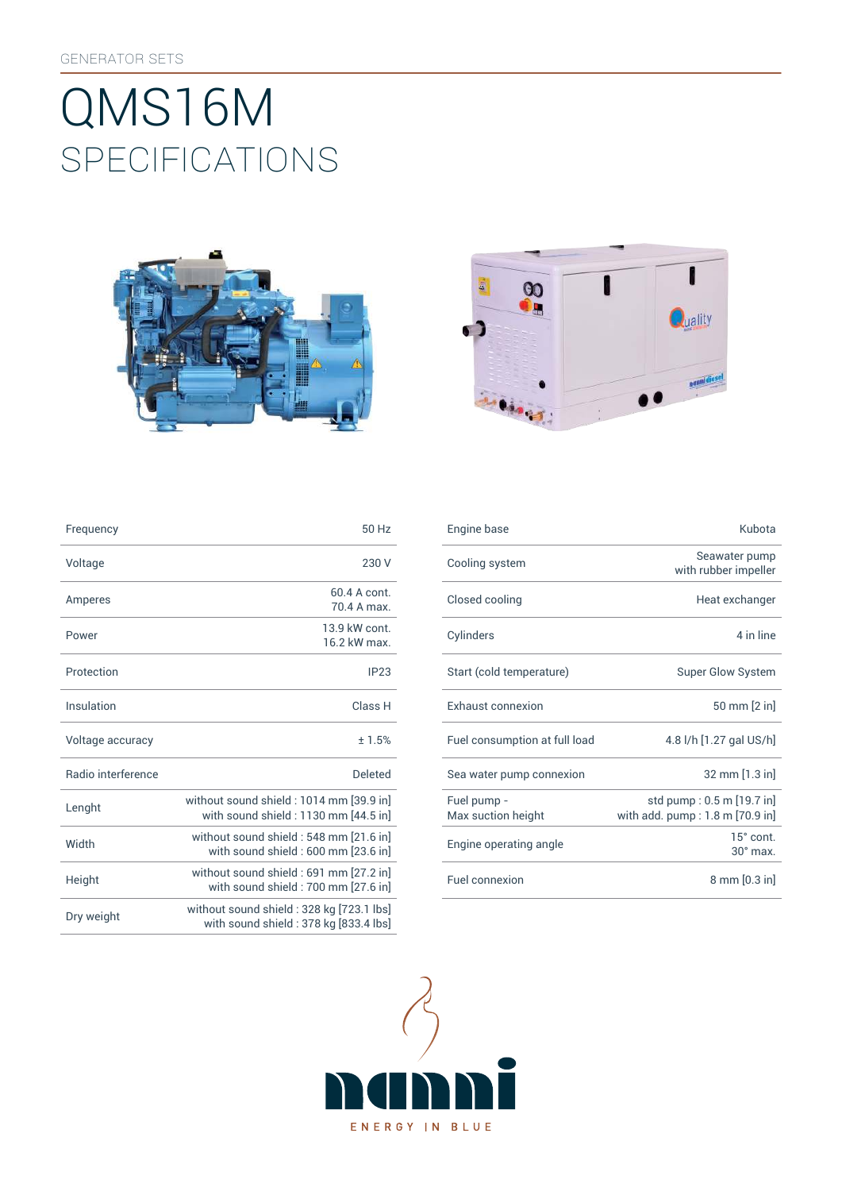GENERATOR SETS

# QMS16M
## SPECIFICATIONS

| | |
|---|---|
| Frequency | 50 Hz |
| Voltage | 230 V |
| Amperes | 60.4 A cont.<br>70.4 A max. |
| Power | 13.9 kW cont.<br>16.2 kW max. |
| Protection | IP23 |
| Insulation | Class H |
| Voltage accuracy | ± 1.5% |
| Radio interference | Deleted |
| Lenght | without sound shield : 1014 mm [39.9 in]<br>with sound shield : 1130 mm [44.5 in] |
| Width | without sound shield : 548 mm [21.6 in]<br>with sound shield : 600 mm [23.6 in] |
| Height | without sound shield : 691 mm [27.2 in]<br>with sound shield : 700 mm [27.6 in] |
| Dry weight | without sound shield : 328 kg [723.1 lbs]<br>with sound shield : 378 kg [833.4 lbs] |

| | |
|---|---|
| Engine base | Kubota |
| Cooling system | Seawater pump<br>with rubber impeller |
| Closed cooling | Heat exchanger |
| Cylinders | 4 in line |
| Start (cold temperature) | Super Glow System |
| Exhaust connexion | 50 mm [2 in] |
| Fuel consumption at full load | 4.8 l/h [1.27 gal US/h] |
| Sea water pump connexion | 32 mm [1.3 in] |
| Fuel pump -<br>Max suction height | std pump : 0.5 m [19.7 in]<br>with add. pump : 1.8 m [70.9 in] |
| Engine operating angle | 15° cont.<br>30° max. |
| Fuel connexion | 8 mm [0.3 in] |

nanni

ENERGY IN BLUE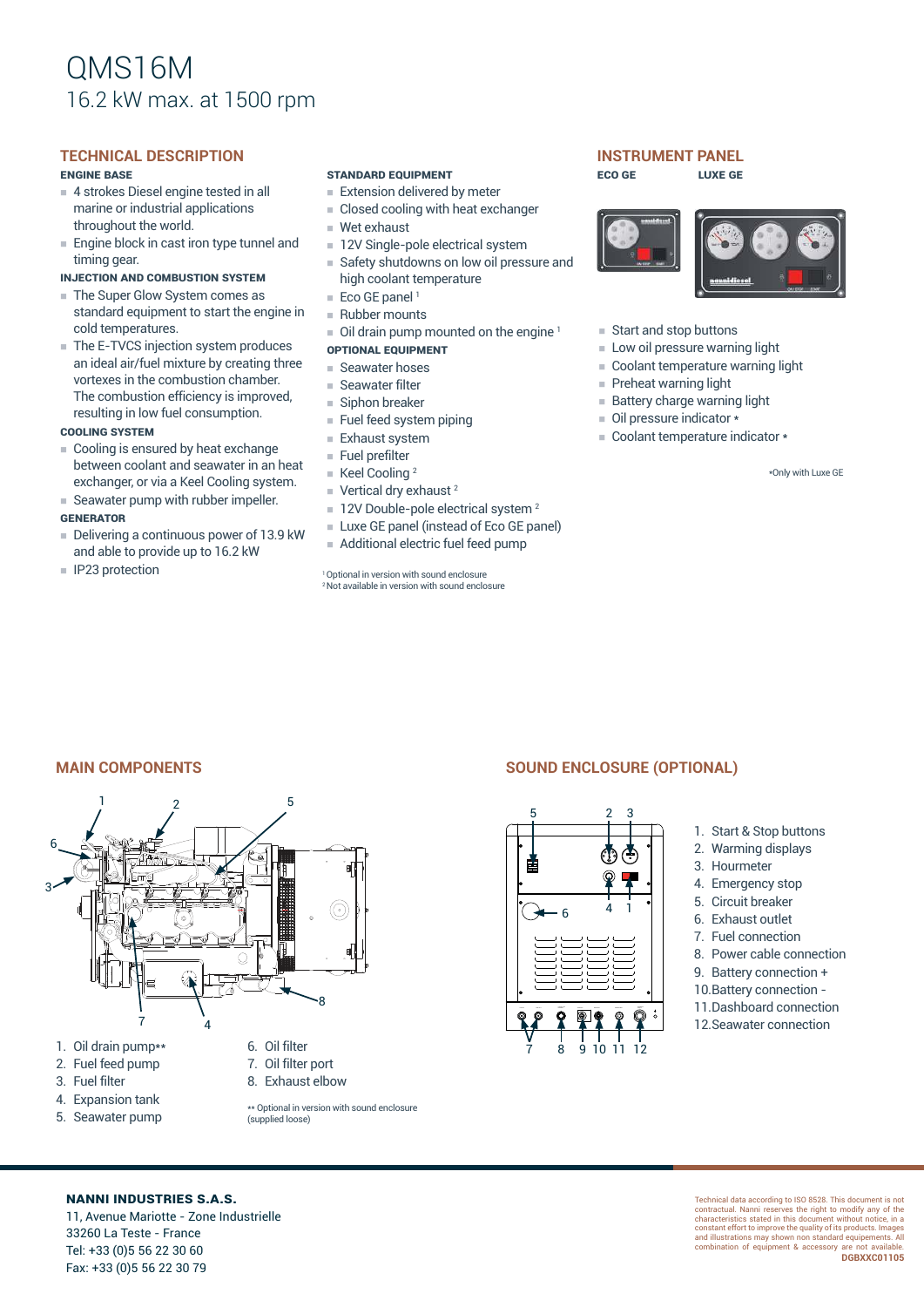# QMS16M

16.2 kW max. at 1500 rpm

## TECHNICAL DESCRIPTION

### ENGINE BASE

- 4 strokes Diesel engine tested in all marine or industrial applications throughout the world.
- Engine block in cast iron type tunnel and timing gear.

### INJECTION AND COMBUSTION SYSTEM

- The Super Glow System comes as standard equipment to start the engine in cold temperatures.
- The E-TVCS injection system produces an ideal air/fuel mixture by creating three vortexes in the combustion chamber. The combustion efficiency is improved, resulting in low fuel consumption.

### COOLING SYSTEM

- Cooling is ensured by heat exchange between coolant and seawater in an heat exchanger, or via a Keel Cooling system.
- Seawater pump with rubber impeller.

### GENERATOR

- Delivering a continuous power of 13.9 kW and able to provide up to 16.2 kW
- IP23 protection

### STANDARD EQUIPMENT

- Extension delivered by meter
- Closed cooling with heat exchanger
- Wet exhaust
- 12V Single-pole electrical system
- Safety shutdowns on low oil pressure and high coolant temperature
- Eco GE panel [1]
- Rubber mounts
- Oil drain pump mounted on the engine [1]

### OPTIONAL EQUIPMENT

- Seawater hoses
- Seawater filter
- Siphon breaker
- Fuel feed system piping
- Exhaust system
- Fuel prefilter
- Keel Cooling [2]
- Vertical dry exhaust [2]
- 12V Double-pole electrical system [2]
- Luxe GE panel (instead of Eco GE panel)
- Additional electric fuel feed pump

[1] Optional in version with sound enclosure
[2] Not available in version with sound enclosure

## INSTRUMENT PANEL

**ECO GE** **LUXE GE**

- Start and stop buttons
- Low oil pressure warning light
- Coolant temperature warning light
- Preheat warning light
- Battery charge warning light
- Oil pressure indicator *
- Coolant temperature indicator *

*Only with Luxe GE

## MAIN COMPONENTS

1. Oil drain pump**
2. Fuel feed pump
3. Fuel filter
4. Expansion tank
5. Seawater pump
6. Oil filter
7. Oil filter port
8. Exhaust elbow

** Optional in version with sound enclosure (supplied loose)

## SOUND ENCLOSURE (OPTIONAL)

1. Start & Stop buttons
2. Warming displays
3. Hourmeter
4. Emergency stop
5. Circuit breaker
6. Exhaust outlet
7. Fuel connection
8. Power cable connection
9. Battery connection +
10. Battery connection -
11. Dashboard connection
12. Seawater connection

**NANNI INDUSTRIES S.A.S.**
11, Avenue Mariotte - Zone Industrielle
33260 La Teste - France
Tel: +33 (0)5 56 22 30 60
Fax: +33 (0)5 56 22 30 79

Technical data according to ISO 8528. This document is not contractual. Nanni reserves the right to modify any of the characteristics stated in this document without notice, in a constant effort to improve the quality of its products. Images and illustrations may shown non standard equipements. All combination of equipment & accessory are not available.
**DGBXXC01105**